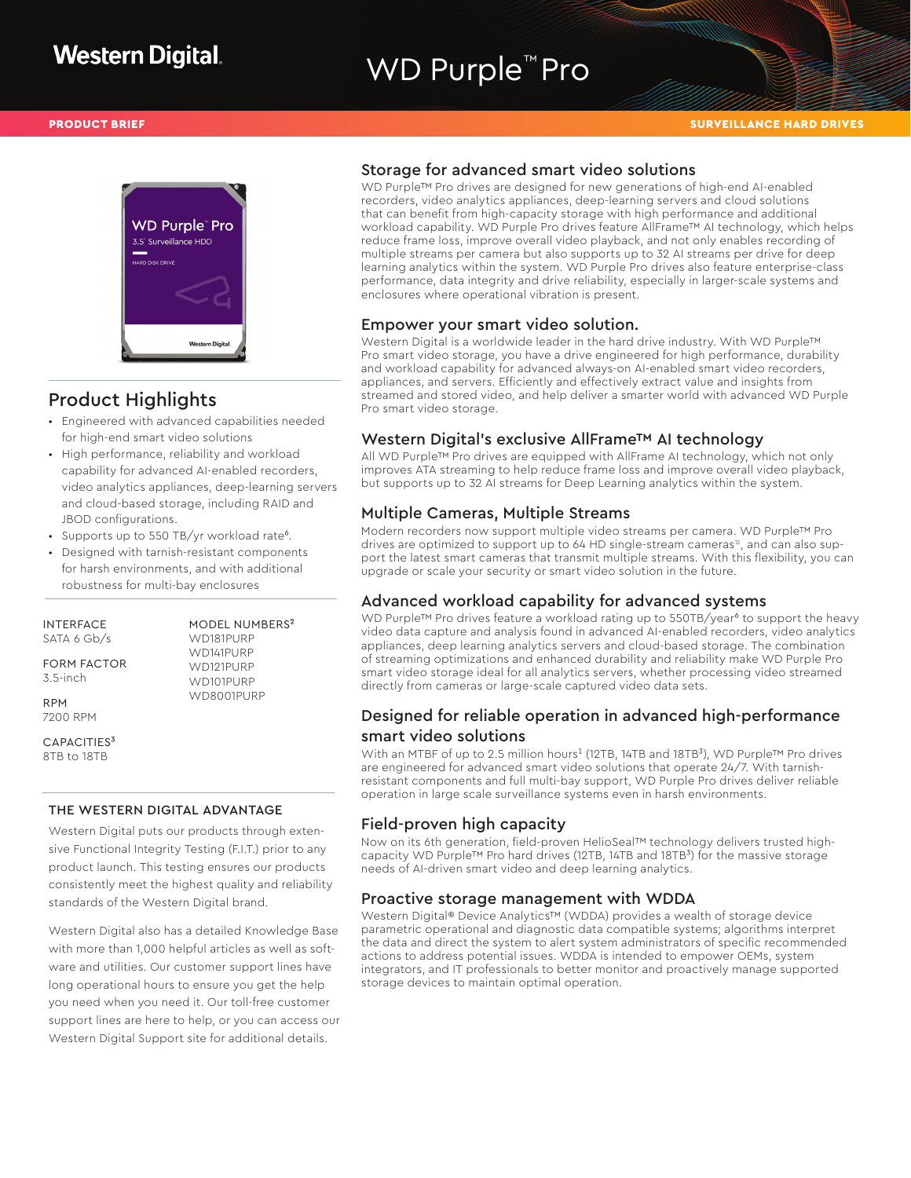Western Digital

# WD Purple™ Pro

PRODUCT BRIEF

SURVEILLANCE HARD DRIVES

## Product Highlights

- Engineered with advanced capabilities needed for high-end smart video solutions
- High performance, reliability and workload capability for advanced AI-enabled recorders, video analytics appliances, deep-learning servers and cloud-based storage, including RAID and JBOD configurations.
- Supports up to 550 TB/yr workload rate[6].
- Designed with tarnish-resistant components for harsh environments, and with additional robustness for multi-bay enclosures

INTERFACE
SATA 6 Gb/s

FORM FACTOR
3.5-inch

RPM
7200 RPM

CAPACITIES[3]
8TB to 18TB

MODEL NUMBERS[2]
WD181PURP
WD141PURP
WD121PURP
WD101PURP
WD8001PURP

### THE WESTERN DIGITAL ADVANTAGE

Western Digital puts our products through extensive Functional Integrity Testing (F.I.T.) prior to any product launch. This testing ensures our products consistently meet the highest quality and reliability standards of the Western Digital brand.

Western Digital also has a detailed Knowledge Base with more than 1,000 helpful articles as well as software and utilities. Our customer support lines have long operational hours to ensure you get the help you need when you need it. Our toll-free customer support lines are here to help, or you can access our Western Digital Support site for additional details.

## Storage for advanced smart video solutions

WD Purple™ Pro drives are designed for new generations of high-end AI-enabled recorders, video analytics appliances, deep-learning servers and cloud solutions that can benefit from high-capacity storage with high performance and additional workload capability. WD Purple Pro drives feature AllFrame™ AI technology, which helps reduce frame loss, improve overall video playback, and not only enables recording of multiple streams per camera but also supports up to 32 AI streams per drive for deep learning analytics within the system. WD Purple Pro drives also feature enterprise-class performance, data integrity and drive reliability, especially in larger-scale systems and enclosures where operational vibration is present.

## Empower your smart video solution.

Western Digital is a worldwide leader in the hard drive industry. With WD Purple™ Pro smart video storage, you have a drive engineered for high performance, durability and workload capability for advanced always-on AI-enabled smart video recorders, appliances, and servers. Efficiently and effectively extract value and insights from streamed and stored video, and help deliver a smarter world with advanced WD Purple Pro smart video storage.

## Western Digital's exclusive AllFrame™ AI technology

All WD Purple™ Pro drives are equipped with AllFrame AI technology, which not only improves ATA streaming to help reduce frame loss and improve overall video playback, but supports up to 32 AI streams for Deep Learning analytics within the system.

## Multiple Cameras, Multiple Streams

Modern recorders now support multiple video streams per camera. WD Purple™ Pro drives are optimized to support up to 64 HD single-stream cameras[12], and can also support the latest smart cameras that transmit multiple streams. With this flexibility, you can upgrade or scale your security or smart video solution in the future.

## Advanced workload capability for advanced systems

WD Purple™ Pro drives feature a workload rating up to 550TB/year[6] to support the heavy video data capture and analysis found in advanced AI-enabled recorders, video analytics appliances, deep learning analytics servers and cloud-based storage. The combination of streaming optimizations and enhanced durability and reliability make WD Purple Pro smart video storage ideal for all analytics servers, whether processing video streamed directly from cameras or large-scale captured video data sets.

## Designed for reliable operation in advanced high-performance smart video solutions

With an MTBF of up to 2.5 million hours[1] (12TB, 14TB and 18TB[3]), WD Purple™ Pro drives are engineered for advanced smart video solutions that operate 24/7. With tarnish-resistant components and full multi-bay support, WD Purple Pro drives deliver reliable operation in large scale surveillance systems even in harsh environments.

## Field-proven high capacity

Now on its 6th generation, field-proven HelioSeal™ technology delivers trusted high-capacity WD Purple™ Pro hard drives (12TB, 14TB and 18TB[3]) for the massive storage needs of AI-driven smart video and deep learning analytics.

## Proactive storage management with WDDA

Western Digital® Device Analytics™ (WDDA) provides a wealth of storage device parametric operational and diagnostic data compatible systems; algorithms interpret the data and direct the system to alert system administrators of specific recommended actions to address potential issues. WDDA is intended to empower OEMs, system integrators, and IT professionals to better monitor and proactively manage supported storage devices to maintain optimal operation.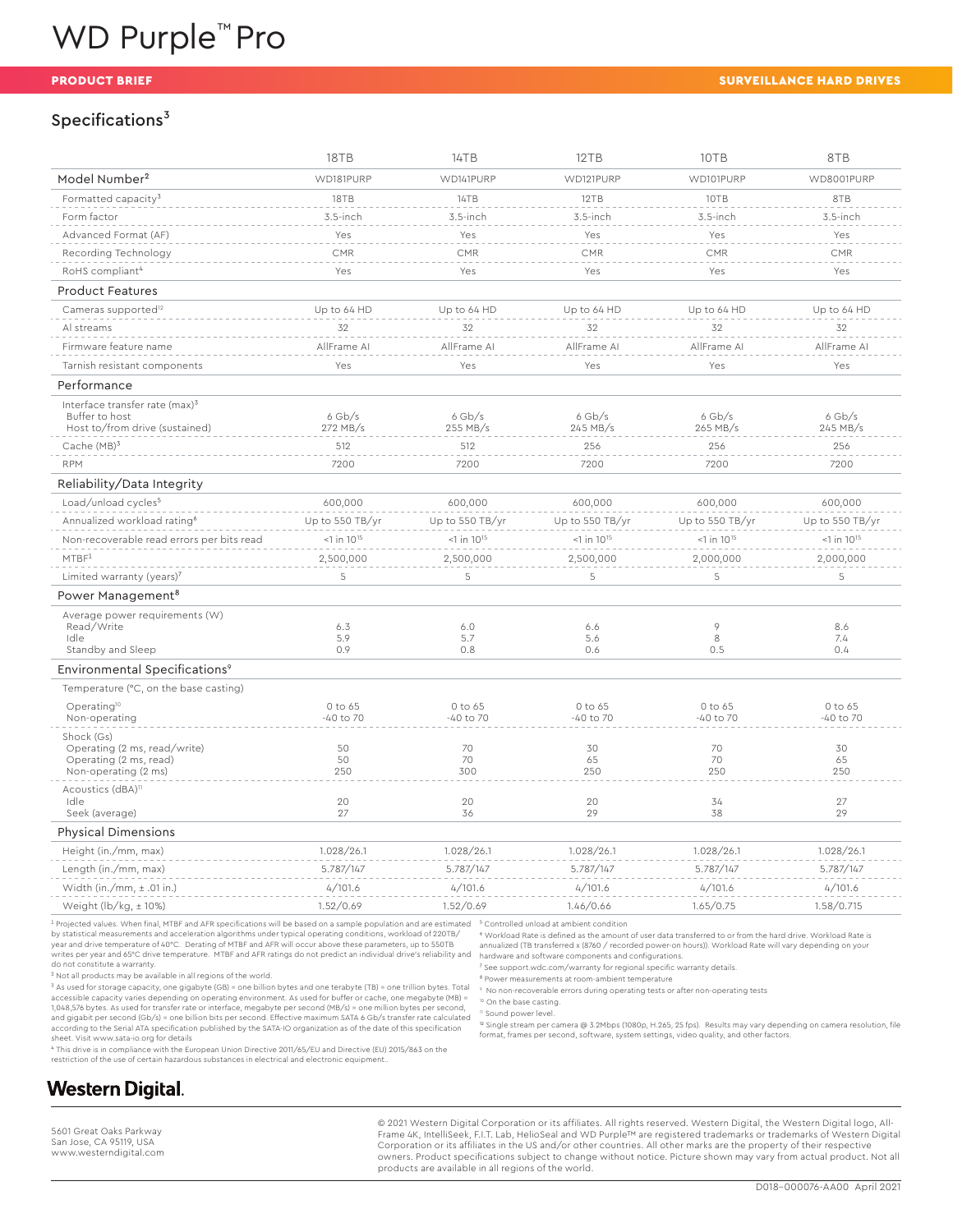# WD Purple™ Pro

**PRODUCT BRIEF** **SURVEILLANCE HARD DRIVES**

## Specifications[3]

| | 18TB | 14TB | 12TB | 10TB | 8TB |
|---|---|---|---|---|---|
| **Model Number**[2] | WD181PURP | WD141PURP | WD121PURP | WD101PURP | WD8001PURP |
| Formatted capacity[3] | 18TB | 14TB | 12TB | 10TB | 8TB |
| Form factor | 3.5-inch | 3.5-inch | 3.5-inch | 3.5-inch | 3.5-inch |
| Advanced Format (AF) | Yes | Yes | Yes | Yes | Yes |
| Recording Technology | CMR | CMR | CMR | CMR | CMR |
| RoHS compliant[4] | Yes | Yes | Yes | Yes | Yes |
| **Product Features** | | | | | |
| Cameras supported[12] | Up to 64 HD | Up to 64 HD | Up to 64 HD | Up to 64 HD | Up to 64 HD |
| AI streams | 32 | 32 | 32 | 32 | 32 |
| Firmware feature name | AllFrame AI | AllFrame AI | AllFrame AI | AllFrame AI | AllFrame AI |
| Tarnish resistant components | Yes | Yes | Yes | Yes | Yes |
| **Performance** | | | | | |
| Interface transfer rate (max)[3] | | | | | |
| Buffer to host | 6 Gb/s | 6 Gb/s | 6 Gb/s | 6 Gb/s | 6 Gb/s |
| Host to/from drive (sustained) | 272 MB/s | 255 MB/s | 245 MB/s | 265 MB/s | 245 MB/s |
| Cache (MB)[3] | 512 | 512 | 256 | 256 | 256 |
| RPM | 7200 | 7200 | 7200 | 7200 | 7200 |
| **Reliability/Data Integrity** | | | | | |
| Load/unload cycles[5] | 600,000 | 600,000 | 600,000 | 600,000 | 600,000 |
| Annualized workload rating[6] | Up to 550 TB/yr | Up to 550 TB/yr | Up to 550 TB/yr | Up to 550 TB/yr | Up to 550 TB/yr |
| Non-recoverable read errors per bits read | <1 in $10^{15}$ | <1 in $10^{15}$ | <1 in $10^{15}$ | <1 in $10^{15}$ | <1 in $10^{15}$ |
| MTBF[1] | 2,500,000 | 2,500,000 | 2,500,000 | 2,000,000 | 2,000,000 |
| Limited warranty (years)[7] | 5 | 5 | 5 | 5 | 5 |
| **Power Management**[8] | | | | | |
| Average power requirements (W) | | | | | |
| Read/Write | 6.3 | 6.0 | 6.6 | 9 | 8.6 |
| Idle | 5.9 | 5.7 | 5.6 | 8 | 7.4 |
| Standby and Sleep | 0.9 | 0.8 | 0.6 | 0.5 | 0.4 |
| **Environmental Specifications**[9] | | | | | |
| Temperature (°C, on the base casting) | | | | | |
| Operating[10] | 0 to 65 | 0 to 65 | 0 to 65 | 0 to 65 | 0 to 65 |
| Non-operating | -40 to 70 | -40 to 70 | -40 to 70 | -40 to 70 | -40 to 70 |
| Shock (Gs) | | | | | |
| Operating (2 ms, read/write) | 50 | 70 | 30 | 70 | 30 |
| Operating (2 ms, read) | 50 | 70 | 65 | 70 | 65 |
| Non-operating (2 ms) | 250 | 300 | 250 | 250 | 250 |
| Acoustics (dBA)[11] | | | | | |
| Idle | 20 | 20 | 20 | 34 | 27 |
| Seek (average) | 27 | 36 | 29 | 38 | 29 |
| **Physical Dimensions** | | | | | |
| Height (in./mm, max) | 1.028/26.1 | 1.028/26.1 | 1.028/26.1 | 1.028/26.1 | 1.028/26.1 |
| Length (in./mm, max) | 5.787/147 | 5.787/147 | 5.787/147 | 5.787/147 | 5.787/147 |
| Width (in./mm, ± .01 in.) | 4/101.6 | 4/101.6 | 4/101.6 | 4/101.6 | 4/101.6 |
| Weight (lb/kg, ± 10%) | 1.52/0.69 | 1.52/0.69 | 1.46/0.66 | 1.65/0.75 | 1.58/0.715 |

[1] Projected values. When final, MTBF and AFR specifications will be based on a sample population and are estimated by statistical measurements and acceleration algorithms under typical operating conditions, workload of 220TB/year and drive temperature of 40°C. Derating of MTBF and AFR will occur above these parameters, up to 550TB writes per year and 65°C drive temperature. MTBF and AFR ratings do not predict an individual drive's reliability and do not constitute a warranty.

[2] Not all products may be available in all regions of the world.

[3] As used for storage capacity, one gigabyte (GB) = one billion bytes and one terabyte (TB) = one trillion bytes. Total accessible capacity varies depending on operating environment. As used for buffer or cache, one megabyte (MB) = 1,048,576 bytes. As used for transfer rate or interface, megabyte per second (MB/s) = one million bytes per second, and gigabit per second (Gb/s) = one billion bits per second. Effective maximum SATA 6 Gb/s transfer rate calculated according to the Serial ATA specification published by the SATA-IO organization as of the date of this specification sheet. Visit www.sata-io.org for details

[4] This drive is in compliance with the European Union Directive 2011/65/EU and Directive (EU) 2015/863 on the restriction of the use of certain hazardous substances in electrical and electronic equipment.

[5] Controlled unload at ambient condition

[6] Workload Rate is defined as the amount of user data transferred to or from the hard drive. Workload Rate is annualized (TB transferred x (8760 / recorded power-on hours)). Workload Rate will vary depending on your hardware and software components and configurations.

[7] See support.wdc.com/warranty for regional specific warranty details.

[8] Power measurements at room-ambient temperature

[9] No non-recoverable errors during operating tests or after non-operating tests

[10] On the base casting.

[11] Sound power level.

[12] Single stream per camera @ 3.2Mbps (1080p, H.265, 25 fps). Results may vary depending on camera resolution, file format, frames per second, software, system settings, video quality, and other factors.

**Western Digital.**

5601 Great Oaks Parkway
San Jose, CA 95119, USA
www.westerndigital.com

© 2021 Western Digital Corporation or its affiliates. All rights reserved. Western Digital, the Western Digital logo, AllFrame 4K, IntelliSeek, F.I.T. Lab, HelioSeal and WD Purple™ are registered trademarks or trademarks of Western Digital Corporation or its affiliates in the US and/or other countries. All other marks are the property of their respective owners. Product specifications subject to change without notice. Picture shown may vary from actual product. Not all products are available in all regions of the world.

D018-000076-AA00 April 2021